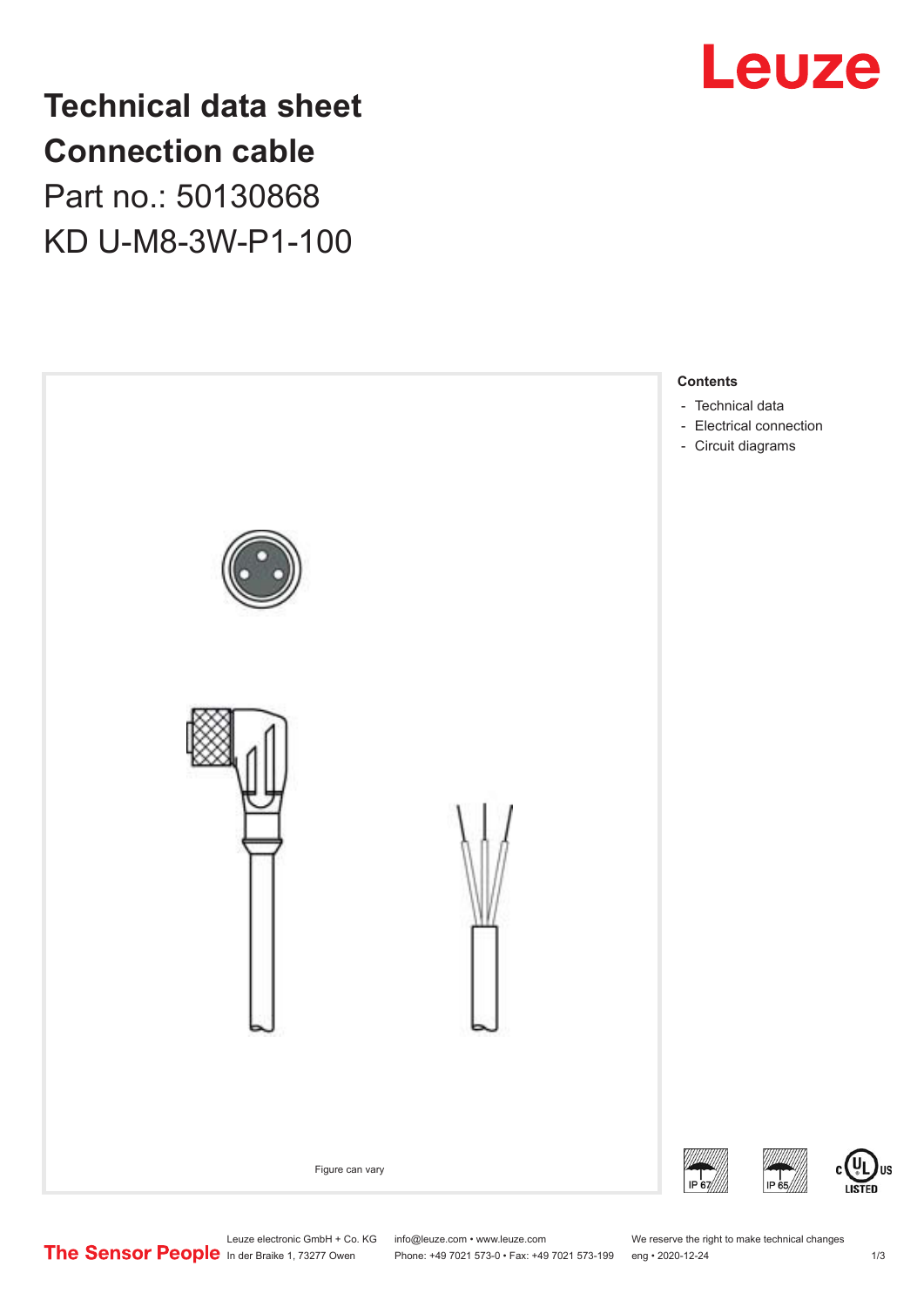# Technical data sheet Connection cable

Part no.: 50130868

KD U-M8-3W-P1-100

Figure can vary

**Contents**

- Technical data
- Electrical connection
- Circuit diagrams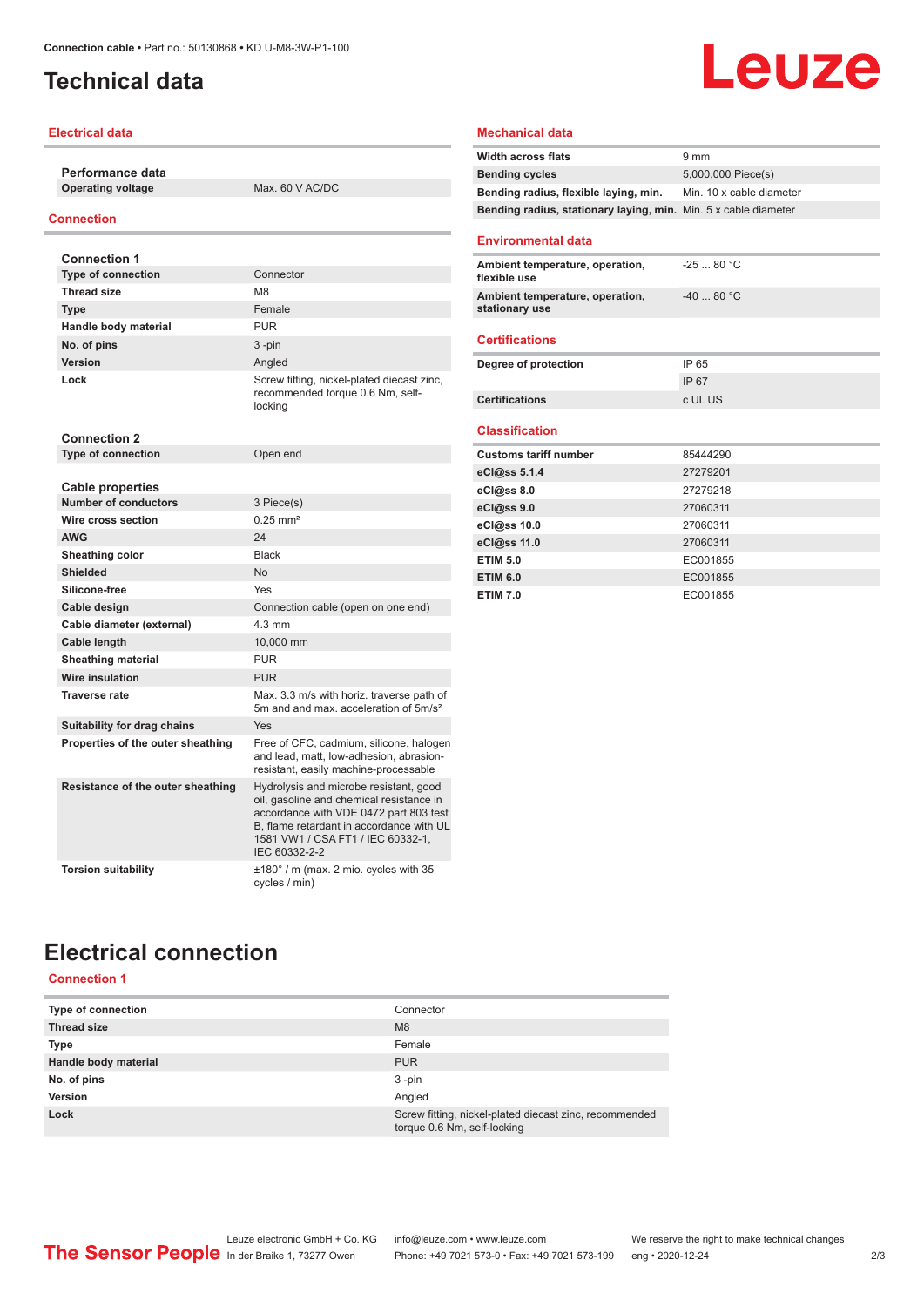# Technical data

## Electrical data

| Performance data | |
|---|---|
| **Operating voltage** | Max. 60 V AC/DC |

## Connection

| Connection 1 | |
|---|---|
| **Type of connection** | Connector |
| **Thread size** | M8 |
| **Type** | Female |
| **Handle body material** | PUR |
| **No. of pins** | 3 -pin |
| **Version** | Angled |
| **Lock** | Screw fitting, nickel-plated diecast zinc, recommended torque 0.6 Nm, self-locking |

| Connection 2 | |
|---|---|
| **Type of connection** | Open end |

| Cable properties | |
|---|---|
| **Number of conductors** | 3 Piece(s) |
| **Wire cross section** | 0.25 mm² |
| **AWG** | 24 |
| **Sheathing color** | Black |
| **Shielded** | No |
| **Silicone-free** | Yes |
| **Cable design** | Connection cable (open on one end) |
| **Cable diameter (external)** | 4.3 mm |
| **Cable length** | 10,000 mm |
| **Sheathing material** | PUR |
| **Wire insulation** | PUR |
| **Traverse rate** | Max. 3.3 m/s with horiz. traverse path of 5m and and max. acceleration of 5m/s² |
| **Suitability for drag chains** | Yes |
| **Properties of the outer sheathing** | Free of CFC, cadmium, silicone, halogen and lead, matt, low-adhesion, abrasion-resistant, easily machine-processable |
| **Resistance of the outer sheathing** | Hydrolysis and microbe resistant, good oil, gasoline and chemical resistance in accordance with VDE 0472 part 803 test B, flame retardant in accordance with UL 1581 VW1 / CSA FT1 / IEC 60332-1, IEC 60332-2-2 |
| **Torsion suitability** | ±180° / m (max. 2 mio. cycles with 35 cycles / min) |

## Mechanical data

| | |
|---|---|
| **Width across flats** | 9 mm |
| **Bending cycles** | 5,000,000 Piece(s) |
| **Bending radius, flexible laying, min.** | Min. 10 x cable diameter |
| **Bending radius, stationary laying, min.** | Min. 5 x cable diameter |

## Environmental data

| | |
|---|---|
| **Ambient temperature, operation, flexible use** | -25 ... 80 °C |
| **Ambient temperature, operation, stationary use** | -40 ... 80 °C |

## Certifications

| | |
|---|---|
| **Degree of protection** | IP 65 |
| | IP 67 |
| **Certifications** | c UL US |

## Classification

| | |
|---|---|
| **Customs tariff number** | 85444290 |
| **eCl@ss 5.1.4** | 27279201 |
| **eCl@ss 8.0** | 27279218 |
| **eCl@ss 9.0** | 27060311 |
| **eCl@ss 10.0** | 27060311 |
| **eCl@ss 11.0** | 27060311 |
| **ETIM 5.0** | EC001855 |
| **ETIM 6.0** | EC001855 |
| **ETIM 7.0** | EC001855 |

# Electrical connection

## Connection 1

| | |
|---|---|
| **Type of connection** | Connector |
| **Thread size** | M8 |
| **Type** | Female |
| **Handle body material** | PUR |
| **No. of pins** | 3 -pin |
| **Version** | Angled |
| **Lock** | Screw fitting, nickel-plated diecast zinc, recommended torque 0.6 Nm, self-locking |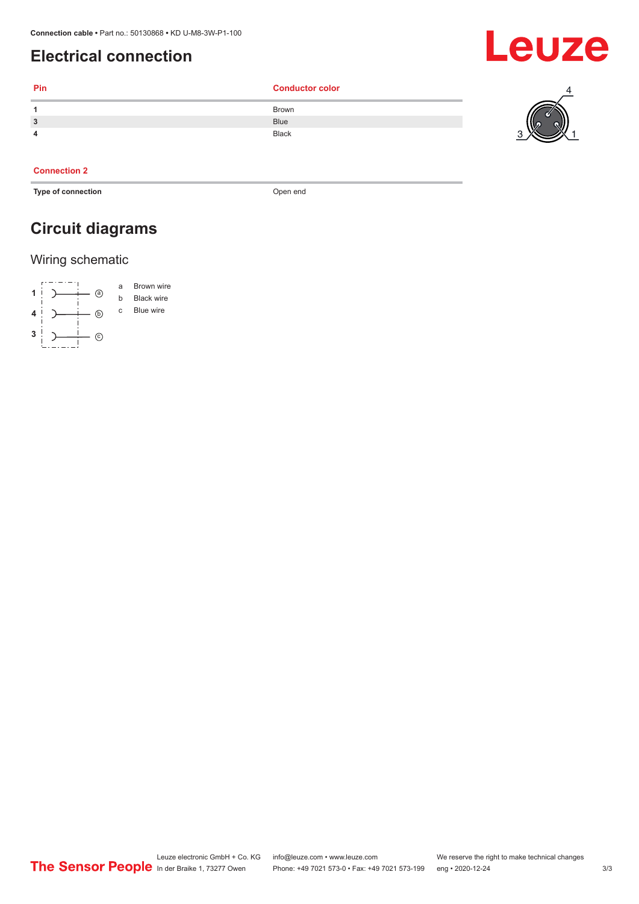## Electrical connection

| Pin | Conductor color |
| --- | --- |
| 1 | Brown |
| 3 | Blue |
| 4 | Black |

4

3 1

**Connection 2**

| | |
| --- | --- |
| Type of connection | Open end |

## Circuit diagrams

### Wiring schematic

1 ⓐ

4 ⓑ

3 ⓒ

a Brown wire

b Black wire

c Blue wire